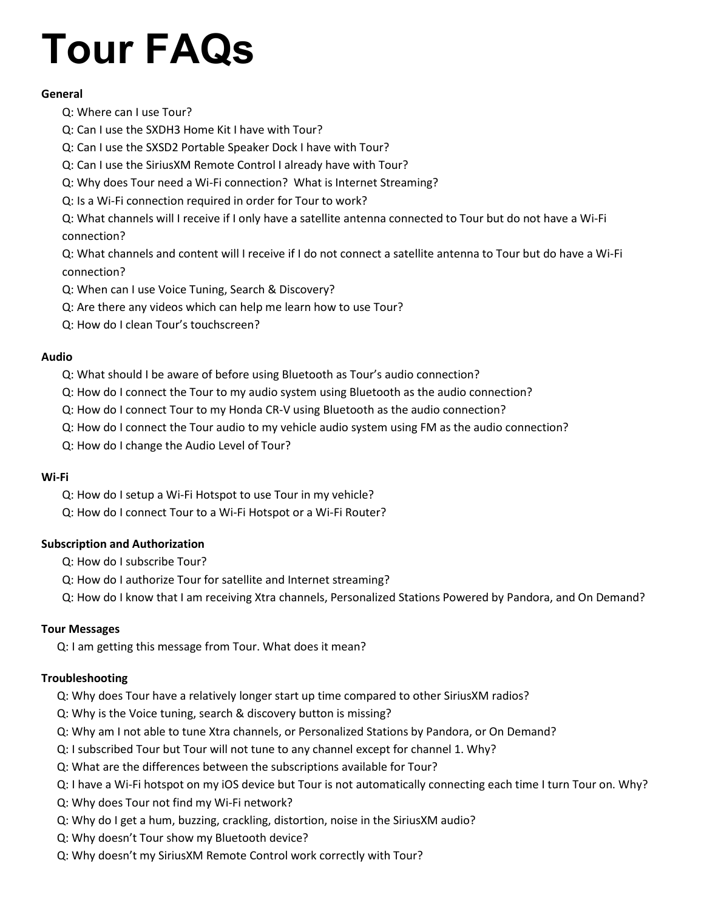# Tour FAQs

**General**

- Q: Where can I use Tour?
- Q: Can I use the SXDH3 Home Kit I have with Tour?
- Q: Can I use the SXSD2 Portable Speaker Dock I have with Tour?
- Q: Can I use the SiriusXM Remote Control I already have with Tour?
- Q: Why does Tour need a Wi-Fi connection? What is Internet Streaming?
- Q: Is a Wi-Fi connection required in order for Tour to work?
- Q: What channels will I receive if I only have a satellite antenna connected to Tour but do not have a Wi-Fi connection?
- Q: What channels and content will I receive if I do not connect a satellite antenna to Tour but do have a Wi-Fi connection?
- Q: When can I use Voice Tuning, Search & Discovery?
- Q: Are there any videos which can help me learn how to use Tour?
- Q: How do I clean Tour's touchscreen?

**Audio**

- Q: What should I be aware of before using Bluetooth as Tour's audio connection?
- Q: How do I connect the Tour to my audio system using Bluetooth as the audio connection?
- Q: How do I connect Tour to my Honda CR-V using Bluetooth as the audio connection?
- Q: How do I connect the Tour audio to my vehicle audio system using FM as the audio connection?
- Q: How do I change the Audio Level of Tour?

**Wi-Fi**

- Q: How do I setup a Wi-Fi Hotspot to use Tour in my vehicle?
- Q: How do I connect Tour to a Wi-Fi Hotspot or a Wi-Fi Router?

**Subscription and Authorization**

- Q: How do I subscribe Tour?
- Q: How do I authorize Tour for satellite and Internet streaming?
- Q: How do I know that I am receiving Xtra channels, Personalized Stations Powered by Pandora, and On Demand?

**Tour Messages**

- Q: I am getting this message from Tour. What does it mean?

**Troubleshooting**

- Q: Why does Tour have a relatively longer start up time compared to other SiriusXM radios?
- Q: Why is the Voice tuning, search & discovery button is missing?
- Q: Why am I not able to tune Xtra channels, or Personalized Stations by Pandora, or On Demand?
- Q: I subscribed Tour but Tour will not tune to any channel except for channel 1. Why?
- Q: What are the differences between the subscriptions available for Tour?
- Q: I have a Wi-Fi hotspot on my iOS device but Tour is not automatically connecting each time I turn Tour on. Why?
- Q: Why does Tour not find my Wi-Fi network?
- Q: Why do I get a hum, buzzing, crackling, distortion, noise in the SiriusXM audio?
- Q: Why doesn't Tour show my Bluetooth device?
- Q: Why doesn't my SiriusXM Remote Control work correctly with Tour?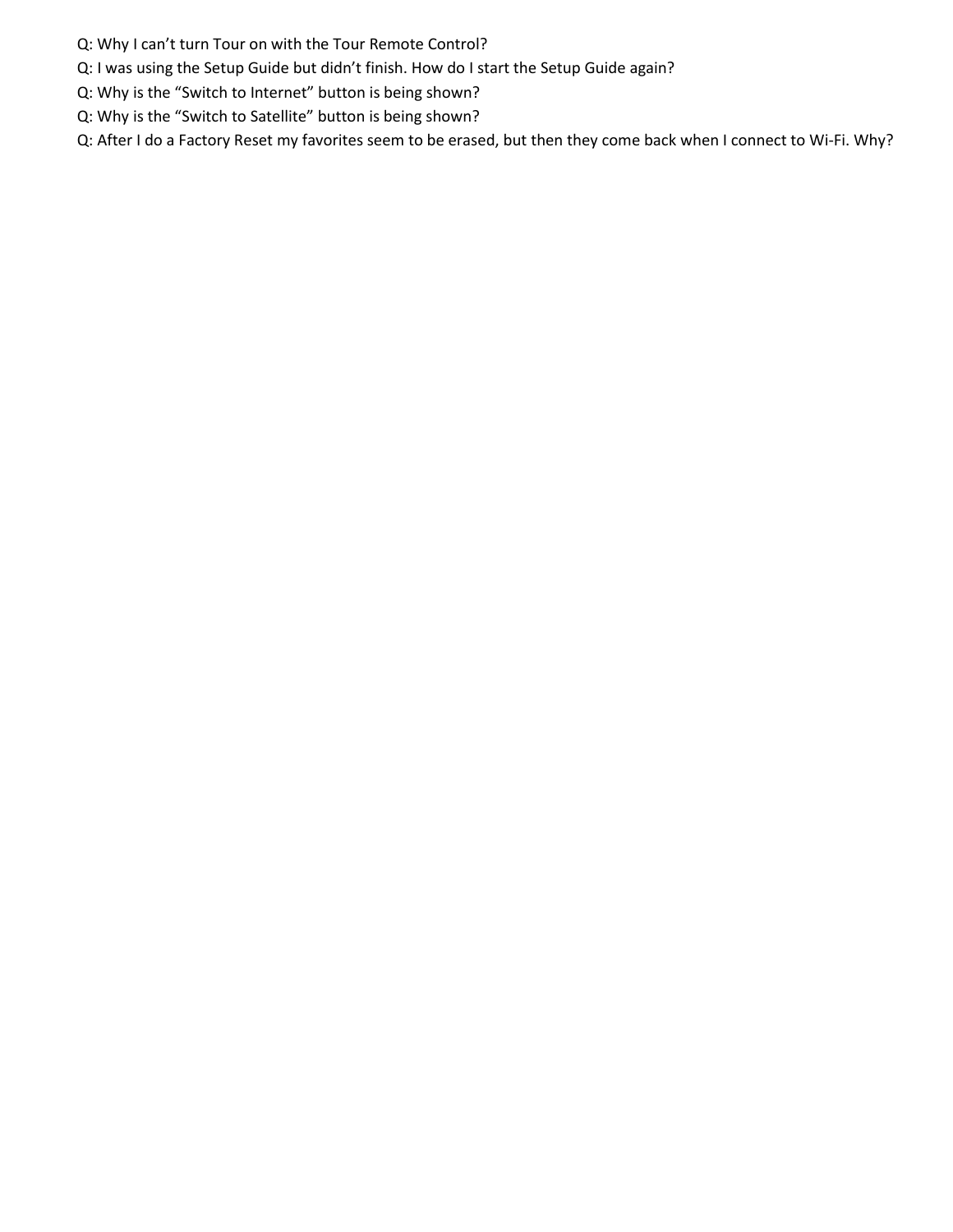Q: Why I can’t turn Tour on with the Tour Remote Control?

Q: I was using the Setup Guide but didn’t finish. How do I start the Setup Guide again?

Q: Why is the “Switch to Internet” button is being shown?

Q: Why is the “Switch to Satellite” button is being shown?

Q: After I do a Factory Reset my favorites seem to be erased, but then they come back when I connect to Wi-Fi. Why?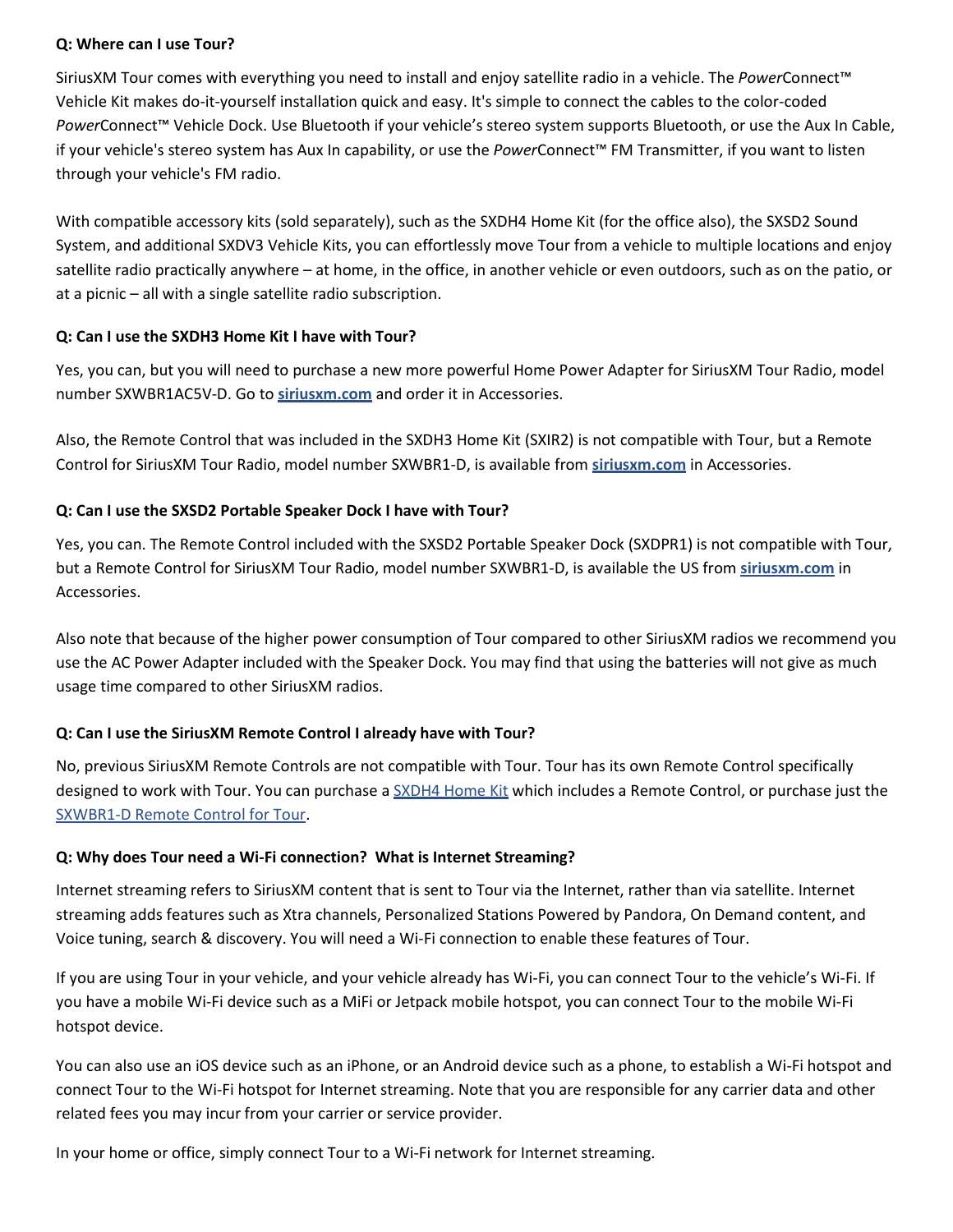**Q: Where can I use Tour?**

SiriusXM Tour comes with everything you need to install and enjoy satellite radio in a vehicle. The *Power*Connect™ Vehicle Kit makes do-it-yourself installation quick and easy. It's simple to connect the cables to the color-coded *Power*Connect™ Vehicle Dock. Use Bluetooth if your vehicle's stereo system supports Bluetooth, or use the Aux In Cable, if your vehicle's stereo system has Aux In capability, or use the *Power*Connect™ FM Transmitter, if you want to listen through your vehicle's FM radio.

With compatible accessory kits (sold separately), such as the SXDH4 Home Kit (for the office also), the SXSD2 Sound System, and additional SXDV3 Vehicle Kits, you can effortlessly move Tour from a vehicle to multiple locations and enjoy satellite radio practically anywhere – at home, in the office, in another vehicle or even outdoors, such as on the patio, or at a picnic – all with a single satellite radio subscription.

**Q: Can I use the SXDH3 Home Kit I have with Tour?**

Yes, you can, but you will need to purchase a new more powerful Home Power Adapter for SiriusXM Tour Radio, model number SXWBR1AC5V-D. Go to **siriusxm.com** and order it in Accessories.

Also, the Remote Control that was included in the SXDH3 Home Kit (SXIR2) is not compatible with Tour, but a Remote Control for SiriusXM Tour Radio, model number SXWBR1-D, is available from **siriusxm.com** in Accessories.

**Q: Can I use the SXSD2 Portable Speaker Dock I have with Tour?**

Yes, you can. The Remote Control included with the SXSD2 Portable Speaker Dock (SXDPR1) is not compatible with Tour, but a Remote Control for SiriusXM Tour Radio, model number SXWBR1-D, is available the US from **siriusxm.com** in Accessories.

Also note that because of the higher power consumption of Tour compared to other SiriusXM radios we recommend you use the AC Power Adapter included with the Speaker Dock. You may find that using the batteries will not give as much usage time compared to other SiriusXM radios.

**Q: Can I use the SiriusXM Remote Control I already have with Tour?**

No, previous SiriusXM Remote Controls are not compatible with Tour. Tour has its own Remote Control specifically designed to work with Tour. You can purchase a SXDH4 Home Kit which includes a Remote Control, or purchase just the SXWBR1-D Remote Control for Tour.

**Q: Why does Tour need a Wi-Fi connection? What is Internet Streaming?**

Internet streaming refers to SiriusXM content that is sent to Tour via the Internet, rather than via satellite. Internet streaming adds features such as Xtra channels, Personalized Stations Powered by Pandora, On Demand content, and Voice tuning, search & discovery. You will need a Wi-Fi connection to enable these features of Tour.

If you are using Tour in your vehicle, and your vehicle already has Wi-Fi, you can connect Tour to the vehicle's Wi-Fi. If you have a mobile Wi-Fi device such as a MiFi or Jetpack mobile hotspot, you can connect Tour to the mobile Wi-Fi hotspot device.

You can also use an iOS device such as an iPhone, or an Android device such as a phone, to establish a Wi-Fi hotspot and connect Tour to the Wi-Fi hotspot for Internet streaming. Note that you are responsible for any carrier data and other related fees you may incur from your carrier or service provider.

In your home or office, simply connect Tour to a Wi-Fi network for Internet streaming.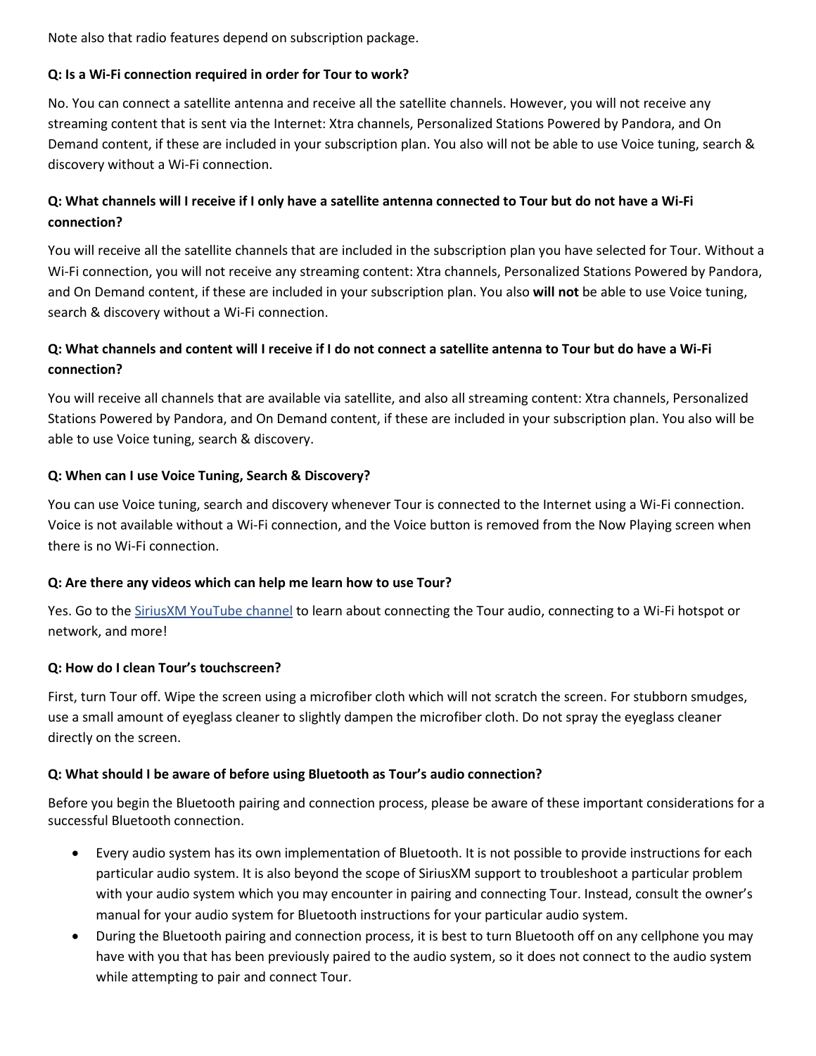Note also that radio features depend on subscription package.

**Q: Is a Wi-Fi connection required in order for Tour to work?**

No. You can connect a satellite antenna and receive all the satellite channels. However, you will not receive any streaming content that is sent via the Internet: Xtra channels, Personalized Stations Powered by Pandora, and On Demand content, if these are included in your subscription plan. You also will not be able to use Voice tuning, search & discovery without a Wi-Fi connection.

**Q: What channels will I receive if I only have a satellite antenna connected to Tour but do not have a Wi-Fi connection?**

You will receive all the satellite channels that are included in the subscription plan you have selected for Tour. Without a Wi-Fi connection, you will not receive any streaming content: Xtra channels, Personalized Stations Powered by Pandora, and On Demand content, if these are included in your subscription plan. You also **will not** be able to use Voice tuning, search & discovery without a Wi-Fi connection.

**Q: What channels and content will I receive if I do not connect a satellite antenna to Tour but do have a Wi-Fi connection?**

You will receive all channels that are available via satellite, and also all streaming content: Xtra channels, Personalized Stations Powered by Pandora, and On Demand content, if these are included in your subscription plan. You also will be able to use Voice tuning, search & discovery.

**Q: When can I use Voice Tuning, Search & Discovery?**

You can use Voice tuning, search and discovery whenever Tour is connected to the Internet using a Wi-Fi connection. Voice is not available without a Wi-Fi connection, and the Voice button is removed from the Now Playing screen when there is no Wi-Fi connection.

**Q: Are there any videos which can help me learn how to use Tour?**

Yes. Go to the SiriusXM YouTube channel to learn about connecting the Tour audio, connecting to a Wi-Fi hotspot or network, and more!

**Q: How do I clean Tour's touchscreen?**

First, turn Tour off. Wipe the screen using a microfiber cloth which will not scratch the screen. For stubborn smudges, use a small amount of eyeglass cleaner to slightly dampen the microfiber cloth. Do not spray the eyeglass cleaner directly on the screen.

**Q: What should I be aware of before using Bluetooth as Tour's audio connection?**

Before you begin the Bluetooth pairing and connection process, please be aware of these important considerations for a successful Bluetooth connection.

- Every audio system has its own implementation of Bluetooth. It is not possible to provide instructions for each particular audio system. It is also beyond the scope of SiriusXM support to troubleshoot a particular problem with your audio system which you may encounter in pairing and connecting Tour. Instead, consult the owner's manual for your audio system for Bluetooth instructions for your particular audio system.
- During the Bluetooth pairing and connection process, it is best to turn Bluetooth off on any cellphone you may have with you that has been previously paired to the audio system, so it does not connect to the audio system while attempting to pair and connect Tour.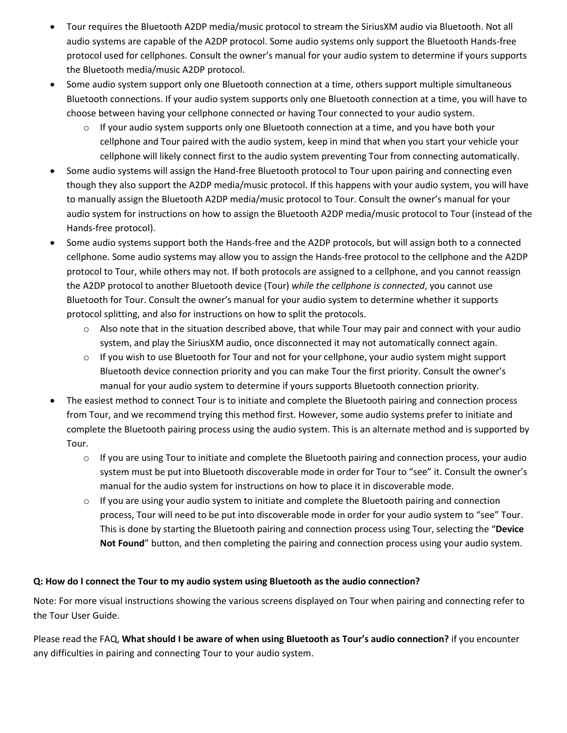- Tour requires the Bluetooth A2DP media/music protocol to stream the SiriusXM audio via Bluetooth. Not all audio systems are capable of the A2DP protocol. Some audio systems only support the Bluetooth Hands-free protocol used for cellphones. Consult the owner's manual for your audio system to determine if yours supports the Bluetooth media/music A2DP protocol.
- Some audio system support only one Bluetooth connection at a time, others support multiple simultaneous Bluetooth connections. If your audio system supports only one Bluetooth connection at a time, you will have to choose between having your cellphone connected or having Tour connected to your audio system.
  - If your audio system supports only one Bluetooth connection at a time, and you have both your cellphone and Tour paired with the audio system, keep in mind that when you start your vehicle your cellphone will likely connect first to the audio system preventing Tour from connecting automatically.
- Some audio systems will assign the Hand-free Bluetooth protocol to Tour upon pairing and connecting even though they also support the A2DP media/music protocol. If this happens with your audio system, you will have to manually assign the Bluetooth A2DP media/music protocol to Tour. Consult the owner's manual for your audio system for instructions on how to assign the Bluetooth A2DP media/music protocol to Tour (instead of the Hands-free protocol).
- Some audio systems support both the Hands-free and the A2DP protocols, but will assign both to a connected cellphone. Some audio systems may allow you to assign the Hands-free protocol to the cellphone and the A2DP protocol to Tour, while others may not. If both protocols are assigned to a cellphone, and you cannot reassign the A2DP protocol to another Bluetooth device (Tour) *while the cellphone is connected*, you cannot use Bluetooth for Tour. Consult the owner's manual for your audio system to determine whether it supports protocol splitting, and also for instructions on how to split the protocols.
  - Also note that in the situation described above, that while Tour may pair and connect with your audio system, and play the SiriusXM audio, once disconnected it may not automatically connect again.
  - If you wish to use Bluetooth for Tour and not for your cellphone, your audio system might support Bluetooth device connection priority and you can make Tour the first priority. Consult the owner's manual for your audio system to determine if yours supports Bluetooth connection priority.
- The easiest method to connect Tour is to initiate and complete the Bluetooth pairing and connection process from Tour, and we recommend trying this method first. However, some audio systems prefer to initiate and complete the Bluetooth pairing process using the audio system. This is an alternate method and is supported by Tour.
  - If you are using Tour to initiate and complete the Bluetooth pairing and connection process, your audio system must be put into Bluetooth discoverable mode in order for Tour to "see" it. Consult the owner's manual for the audio system for instructions on how to place it in discoverable mode.
  - If you are using your audio system to initiate and complete the Bluetooth pairing and connection process, Tour will need to be put into discoverable mode in order for your audio system to "see" Tour. This is done by starting the Bluetooth pairing and connection process using Tour, selecting the "**Device Not Found**" button, and then completing the pairing and connection process using your audio system.

**Q: How do I connect the Tour to my audio system using Bluetooth as the audio connection?**

Note: For more visual instructions showing the various screens displayed on Tour when pairing and connecting refer to the Tour User Guide.

Please read the FAQ, **What should I be aware of when using Bluetooth as Tour's audio connection?** if you encounter any difficulties in pairing and connecting Tour to your audio system.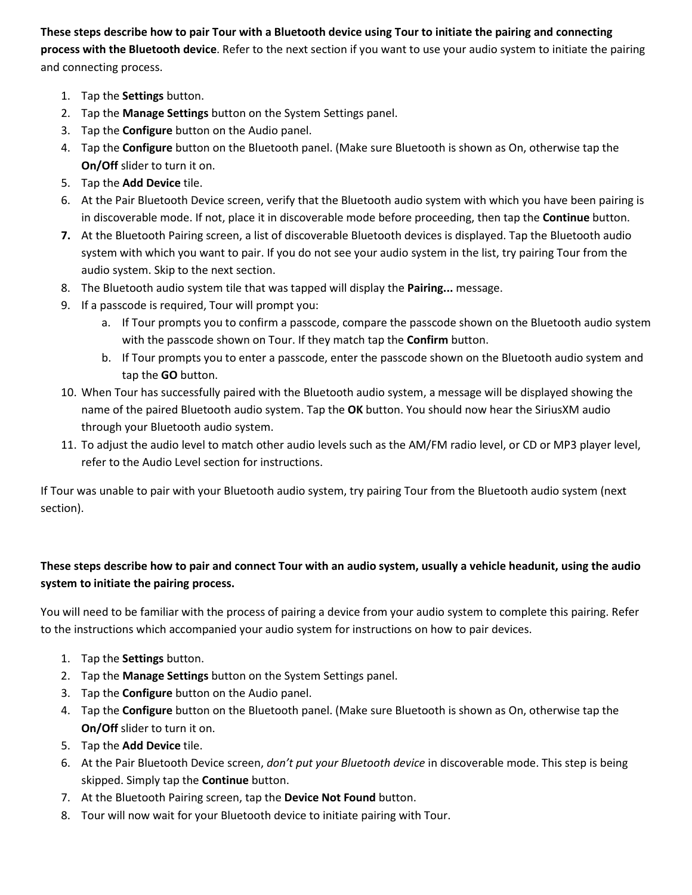**These steps describe how to pair Tour with a Bluetooth device using Tour to initiate the pairing and connecting process with the Bluetooth device**. Refer to the next section if you want to use your audio system to initiate the pairing and connecting process.

1. Tap the **Settings** button.
2. Tap the **Manage Settings** button on the System Settings panel.
3. Tap the **Configure** button on the Audio panel.
4. Tap the **Configure** button on the Bluetooth panel. (Make sure Bluetooth is shown as On, otherwise tap the **On/Off** slider to turn it on.
5. Tap the **Add Device** tile.
6. At the Pair Bluetooth Device screen, verify that the Bluetooth audio system with which you have been pairing is in discoverable mode. If not, place it in discoverable mode before proceeding, then tap the **Continue** button.
7. At the Bluetooth Pairing screen, a list of discoverable Bluetooth devices is displayed. Tap the Bluetooth audio system with which you want to pair. If you do not see your audio system in the list, try pairing Tour from the audio system. Skip to the next section.
8. The Bluetooth audio system tile that was tapped will display the **Pairing...** message.
9. If a passcode is required, Tour will prompt you:
   a. If Tour prompts you to confirm a passcode, compare the passcode shown on the Bluetooth audio system with the passcode shown on Tour. If they match tap the **Confirm** button.
   b. If Tour prompts you to enter a passcode, enter the passcode shown on the Bluetooth audio system and tap the **GO** button.
10. When Tour has successfully paired with the Bluetooth audio system, a message will be displayed showing the name of the paired Bluetooth audio system. Tap the **OK** button. You should now hear the SiriusXM audio through your Bluetooth audio system.
11. To adjust the audio level to match other audio levels such as the AM/FM radio level, or CD or MP3 player level, refer to the Audio Level section for instructions.

If Tour was unable to pair with your Bluetooth audio system, try pairing Tour from the Bluetooth audio system (next section).

**These steps describe how to pair and connect Tour with an audio system, usually a vehicle headunit, using the audio system to initiate the pairing process.**

You will need to be familiar with the process of pairing a device from your audio system to complete this pairing. Refer to the instructions which accompanied your audio system for instructions on how to pair devices.

1. Tap the **Settings** button.
2. Tap the **Manage Settings** button on the System Settings panel.
3. Tap the **Configure** button on the Audio panel.
4. Tap the **Configure** button on the Bluetooth panel. (Make sure Bluetooth is shown as On, otherwise tap the **On/Off** slider to turn it on.
5. Tap the **Add Device** tile.
6. At the Pair Bluetooth Device screen, *don't put your Bluetooth device* in discoverable mode. This step is being skipped. Simply tap the **Continue** button.
7. At the Bluetooth Pairing screen, tap the **Device Not Found** button.
8. Tour will now wait for your Bluetooth device to initiate pairing with Tour.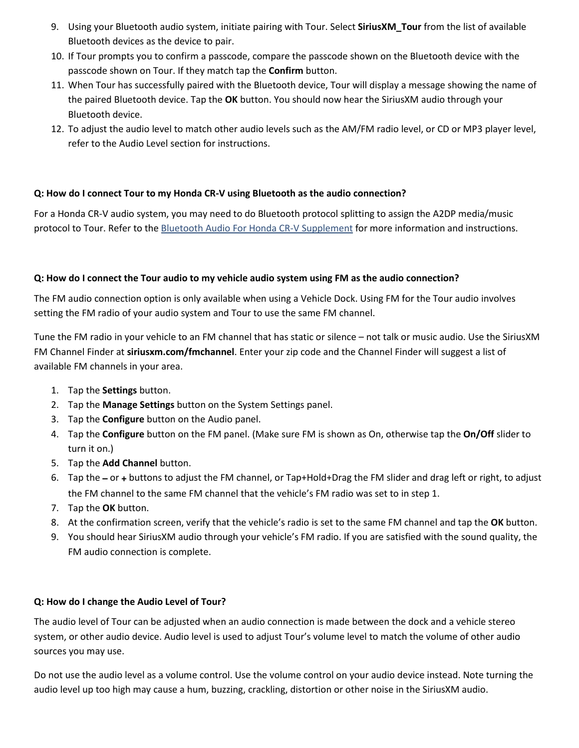9. Using your Bluetooth audio system, initiate pairing with Tour. Select **SiriusXM_Tour** from the list of available Bluetooth devices as the device to pair.
10. If Tour prompts you to confirm a passcode, compare the passcode shown on the Bluetooth device with the passcode shown on Tour. If they match tap the **Confirm** button.
11. When Tour has successfully paired with the Bluetooth device, Tour will display a message showing the name of the paired Bluetooth device. Tap the **OK** button. You should now hear the SiriusXM audio through your Bluetooth device.
12. To adjust the audio level to match other audio levels such as the AM/FM radio level, or CD or MP3 player level, refer to the Audio Level section for instructions.

**Q: How do I connect Tour to my Honda CR-V using Bluetooth as the audio connection?**

For a Honda CR-V audio system, you may need to do Bluetooth protocol splitting to assign the A2DP media/music protocol to Tour. Refer to the Bluetooth Audio For Honda CR-V Supplement for more information and instructions.

**Q: How do I connect the Tour audio to my vehicle audio system using FM as the audio connection?**

The FM audio connection option is only available when using a Vehicle Dock. Using FM for the Tour audio involves setting the FM radio of your audio system and Tour to use the same FM channel.

Tune the FM radio in your vehicle to an FM channel that has static or silence – not talk or music audio. Use the SiriusXM FM Channel Finder at **siriusxm.com/fmchannel**. Enter your zip code and the Channel Finder will suggest a list of available FM channels in your area.

1. Tap the **Settings** button.
2. Tap the **Manage Settings** button on the System Settings panel.
3. Tap the **Configure** button on the Audio panel.
4. Tap the **Configure** button on the FM panel. (Make sure FM is shown as On, otherwise tap the **On/Off** slider to turn it on.)
5. Tap the **Add Channel** button.
6. Tap the **–** or **+** buttons to adjust the FM channel, or Tap+Hold+Drag the FM slider and drag left or right, to adjust the FM channel to the same FM channel that the vehicle's FM radio was set to in step 1.
7. Tap the **OK** button.
8. At the confirmation screen, verify that the vehicle's radio is set to the same FM channel and tap the **OK** button.
9. You should hear SiriusXM audio through your vehicle's FM radio. If you are satisfied with the sound quality, the FM audio connection is complete.

**Q: How do I change the Audio Level of Tour?**

The audio level of Tour can be adjusted when an audio connection is made between the dock and a vehicle stereo system, or other audio device. Audio level is used to adjust Tour's volume level to match the volume of other audio sources you may use.

Do not use the audio level as a volume control. Use the volume control on your audio device instead. Note turning the audio level up too high may cause a hum, buzzing, crackling, distortion or other noise in the SiriusXM audio.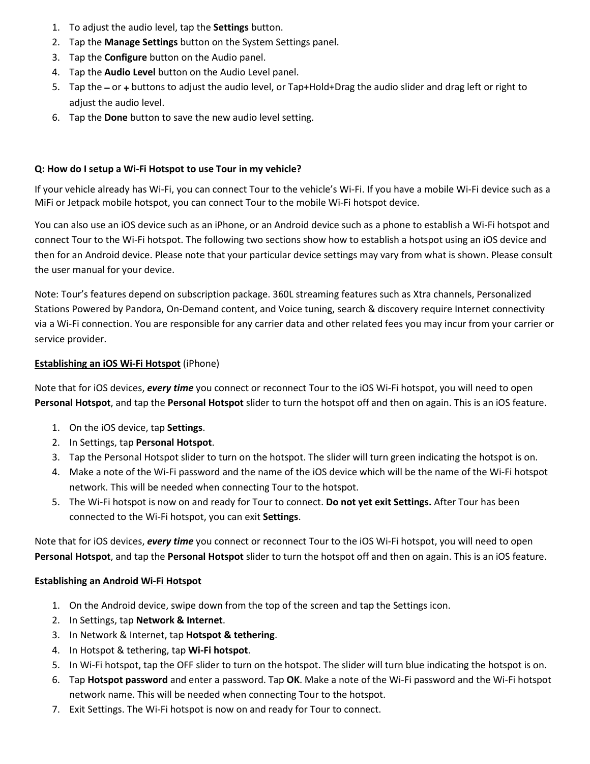1. To adjust the audio level, tap the **Settings** button.
2. Tap the **Manage Settings** button on the System Settings panel.
3. Tap the **Configure** button on the Audio panel.
4. Tap the **Audio Level** button on the Audio Level panel.
5. Tap the **–** or **+** buttons to adjust the audio level, or Tap+Hold+Drag the audio slider and drag left or right to adjust the audio level.
6. Tap the **Done** button to save the new audio level setting.

**Q: How do I setup a Wi-Fi Hotspot to use Tour in my vehicle?**

If your vehicle already has Wi-Fi, you can connect Tour to the vehicle's Wi-Fi. If you have a mobile Wi-Fi device such as a MiFi or Jetpack mobile hotspot, you can connect Tour to the mobile Wi-Fi hotspot device.

You can also use an iOS device such as an iPhone, or an Android device such as a phone to establish a Wi-Fi hotspot and connect Tour to the Wi-Fi hotspot. The following two sections show how to establish a hotspot using an iOS device and then for an Android device. Please note that your particular device settings may vary from what is shown. Please consult the user manual for your device.

Note: Tour's features depend on subscription package. 360L streaming features such as Xtra channels, Personalized Stations Powered by Pandora, On-Demand content, and Voice tuning, search & discovery require Internet connectivity via a Wi-Fi connection. You are responsible for any carrier data and other related fees you may incur from your carrier or service provider.

<u>**Establishing an iOS Wi-Fi Hotspot**</u> (iPhone)

Note that for iOS devices, ***every time*** you connect or reconnect Tour to the iOS Wi-Fi hotspot, you will need to open **Personal Hotspot**, and tap the **Personal Hotspot** slider to turn the hotspot off and then on again. This is an iOS feature.

1. On the iOS device, tap **Settings**.
2. In Settings, tap **Personal Hotspot**.
3. Tap the Personal Hotspot slider to turn on the hotspot. The slider will turn green indicating the hotspot is on.
4. Make a note of the Wi-Fi password and the name of the iOS device which will be the name of the Wi-Fi hotspot network. This will be needed when connecting Tour to the hotspot.
5. The Wi-Fi hotspot is now on and ready for Tour to connect. **Do not yet exit Settings.** After Tour has been connected to the Wi-Fi hotspot, you can exit **Settings**.

Note that for iOS devices, ***every time*** you connect or reconnect Tour to the iOS Wi-Fi hotspot, you will need to open **Personal Hotspot**, and tap the **Personal Hotspot** slider to turn the hotspot off and then on again. This is an iOS feature.

<u>**Establishing an Android Wi-Fi Hotspot**</u>

1. On the Android device, swipe down from the top of the screen and tap the Settings icon.
2. In Settings, tap **Network & Internet**.
3. In Network & Internet, tap **Hotspot & tethering**.
4. In Hotspot & tethering, tap **Wi-Fi hotspot**.
5. In Wi-Fi hotspot, tap the OFF slider to turn on the hotspot. The slider will turn blue indicating the hotspot is on.
6. Tap **Hotspot password** and enter a password. Tap **OK**. Make a note of the Wi-Fi password and the Wi-Fi hotspot network name. This will be needed when connecting Tour to the hotspot.
7. Exit Settings. The Wi-Fi hotspot is now on and ready for Tour to connect.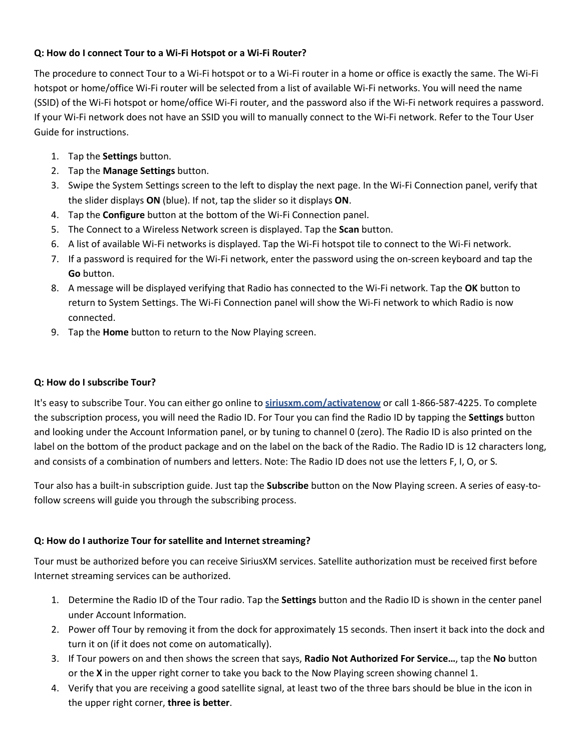**Q: How do I connect Tour to a Wi-Fi Hotspot or a Wi-Fi Router?**

The procedure to connect Tour to a Wi-Fi hotspot or to a Wi-Fi router in a home or office is exactly the same. The Wi-Fi hotspot or home/office Wi-Fi router will be selected from a list of available Wi-Fi networks. You will need the name (SSID) of the Wi-Fi hotspot or home/office Wi-Fi router, and the password also if the Wi-Fi network requires a password. If your Wi-Fi network does not have an SSID you will to manually connect to the Wi-Fi network. Refer to the Tour User Guide for instructions.

1. Tap the **Settings** button.
2. Tap the **Manage Settings** button.
3. Swipe the System Settings screen to the left to display the next page. In the Wi-Fi Connection panel, verify that the slider displays **ON** (blue). If not, tap the slider so it displays **ON**.
4. Tap the **Configure** button at the bottom of the Wi-Fi Connection panel.
5. The Connect to a Wireless Network screen is displayed. Tap the **Scan** button.
6. A list of available Wi-Fi networks is displayed. Tap the Wi-Fi hotspot tile to connect to the Wi-Fi network.
7. If a password is required for the Wi-Fi network, enter the password using the on-screen keyboard and tap the **Go** button.
8. A message will be displayed verifying that Radio has connected to the Wi-Fi network. Tap the **OK** button to return to System Settings. The Wi-Fi Connection panel will show the Wi-Fi network to which Radio is now connected.
9. Tap the **Home** button to return to the Now Playing screen.

**Q: How do I subscribe Tour?**

It's easy to subscribe Tour. You can either go online to [siriusxm.com/activatenow](siriusxm.com/activatenow) or call 1-866-587-4225. To complete the subscription process, you will need the Radio ID. For Tour you can find the Radio ID by tapping the **Settings** button and looking under the Account Information panel, or by tuning to channel 0 (zero). The Radio ID is also printed on the label on the bottom of the product package and on the label on the back of the Radio. The Radio ID is 12 characters long, and consists of a combination of numbers and letters. Note: The Radio ID does not use the letters F, I, O, or S.

Tour also has a built-in subscription guide. Just tap the **Subscribe** button on the Now Playing screen. A series of easy-to-follow screens will guide you through the subscribing process.

**Q: How do I authorize Tour for satellite and Internet streaming?**

Tour must be authorized before you can receive SiriusXM services. Satellite authorization must be received first before Internet streaming services can be authorized.

1. Determine the Radio ID of the Tour radio. Tap the **Settings** button and the Radio ID is shown in the center panel under Account Information.
2. Power off Tour by removing it from the dock for approximately 15 seconds. Then insert it back into the dock and turn it on (if it does not come on automatically).
3. If Tour powers on and then shows the screen that says, **Radio Not Authorized For Service…**, tap the **No** button or the **X** in the upper right corner to take you back to the Now Playing screen showing channel 1.
4. Verify that you are receiving a good satellite signal, at least two of the three bars should be blue in the icon in the upper right corner, **three is better**.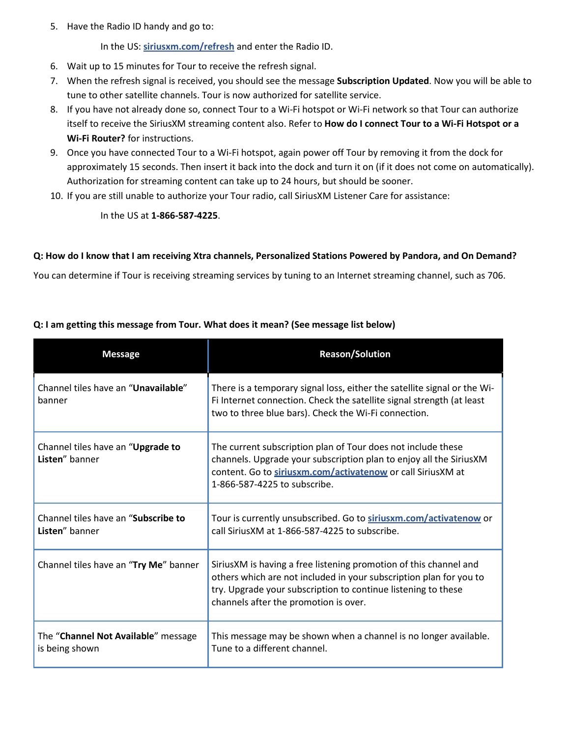5. Have the Radio ID handy and go to:

   In the US: **siriusxm.com/refresh** and enter the Radio ID.

6. Wait up to 15 minutes for Tour to receive the refresh signal.
7. When the refresh signal is received, you should see the message **Subscription Updated**. Now you will be able to tune to other satellite channels. Tour is now authorized for satellite service.
8. If you have not already done so, connect Tour to a Wi-Fi hotspot or Wi-Fi network so that Tour can authorize itself to receive the SiriusXM streaming content also. Refer to **How do I connect Tour to a Wi-Fi Hotspot or a Wi-Fi Router?** for instructions.
9. Once you have connected Tour to a Wi-Fi hotspot, again power off Tour by removing it from the dock for approximately 15 seconds. Then insert it back into the dock and turn it on (if it does not come on automatically). Authorization for streaming content can take up to 24 hours, but should be sooner.
10. If you are still unable to authorize your Tour radio, call SiriusXM Listener Care for assistance:

    In the US at **1-866-587-4225**.

**Q: How do I know that I am receiving Xtra channels, Personalized Stations Powered by Pandora, and On Demand?**

You can determine if Tour is receiving streaming services by tuning to an Internet streaming channel, such as 706.

**Q: I am getting this message from Tour. What does it mean? (See message list below)**

| Message | Reason/Solution |
|---|---|
| Channel tiles have an "**Unavailable**" banner | There is a temporary signal loss, either the satellite signal or the Wi-Fi Internet connection. Check the satellite signal strength (at least two to three blue bars). Check the Wi-Fi connection. |
| Channel tiles have an "**Upgrade to Listen**" banner | The current subscription plan of Tour does not include these channels. Upgrade your subscription plan to enjoy all the SiriusXM content. Go to **siriusxm.com/activatenow** or call SiriusXM at 1-866-587-4225 to subscribe. |
| Channel tiles have an "**Subscribe to Listen**" banner | Tour is currently unsubscribed. Go to **siriusxm.com/activatenow** or call SiriusXM at 1-866-587-4225 to subscribe. |
| Channel tiles have an "**Try Me**" banner | SiriusXM is having a free listening promotion of this channel and others which are not included in your subscription plan for you to try. Upgrade your subscription to continue listening to these channels after the promotion is over. |
| The "**Channel Not Available**" message is being shown | This message may be shown when a channel is no longer available. Tune to a different channel. |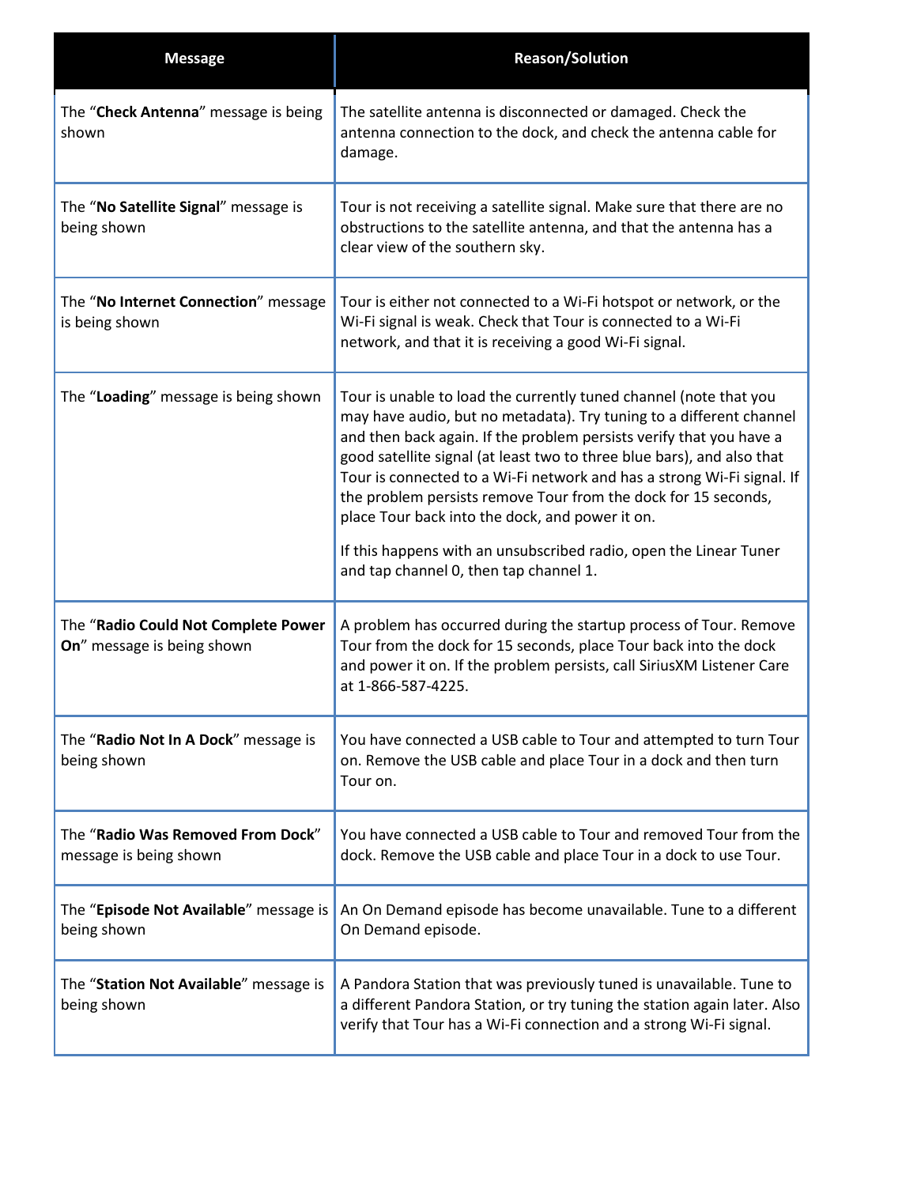| Message | Reason/Solution |
| --- | --- |
| The “**Check Antenna**” message is being shown | The satellite antenna is disconnected or damaged. Check the antenna connection to the dock, and check the antenna cable for damage. |
| The “**No Satellite Signal**” message is being shown | Tour is not receiving a satellite signal. Make sure that there are no obstructions to the satellite antenna, and that the antenna has a clear view of the southern sky. |
| The “**No Internet Connection**” message is being shown | Tour is either not connected to a Wi-Fi hotspot or network, or the Wi-Fi signal is weak. Check that Tour is connected to a Wi-Fi network, and that it is receiving a good Wi-Fi signal. |
| The “**Loading**” message is being shown | Tour is unable to load the currently tuned channel (note that you may have audio, but no metadata). Try tuning to a different channel and then back again. If the problem persists verify that you have a good satellite signal (at least two to three blue bars), and also that Tour is connected to a Wi-Fi network and has a strong Wi-Fi signal. If the problem persists remove Tour from the dock for 15 seconds, place Tour back into the dock, and power it on.<br><br>If this happens with an unsubscribed radio, open the Linear Tuner and tap channel 0, then tap channel 1. |
| The “**Radio Could Not Complete Power On**” message is being shown | A problem has occurred during the startup process of Tour. Remove Tour from the dock for 15 seconds, place Tour back into the dock and power it on. If the problem persists, call SiriusXM Listener Care at 1-866-587-4225. |
| The “**Radio Not In A Dock**” message is being shown | You have connected a USB cable to Tour and attempted to turn Tour on. Remove the USB cable and place Tour in a dock and then turn Tour on. |
| The “**Radio Was Removed From Dock**” message is being shown | You have connected a USB cable to Tour and removed Tour from the dock. Remove the USB cable and place Tour in a dock to use Tour. |
| The “**Episode Not Available**” message is being shown | An On Demand episode has become unavailable. Tune to a different On Demand episode. |
| The “**Station Not Available**” message is being shown | A Pandora Station that was previously tuned is unavailable. Tune to a different Pandora Station, or try tuning the station again later. Also verify that Tour has a Wi-Fi connection and a strong Wi-Fi signal. |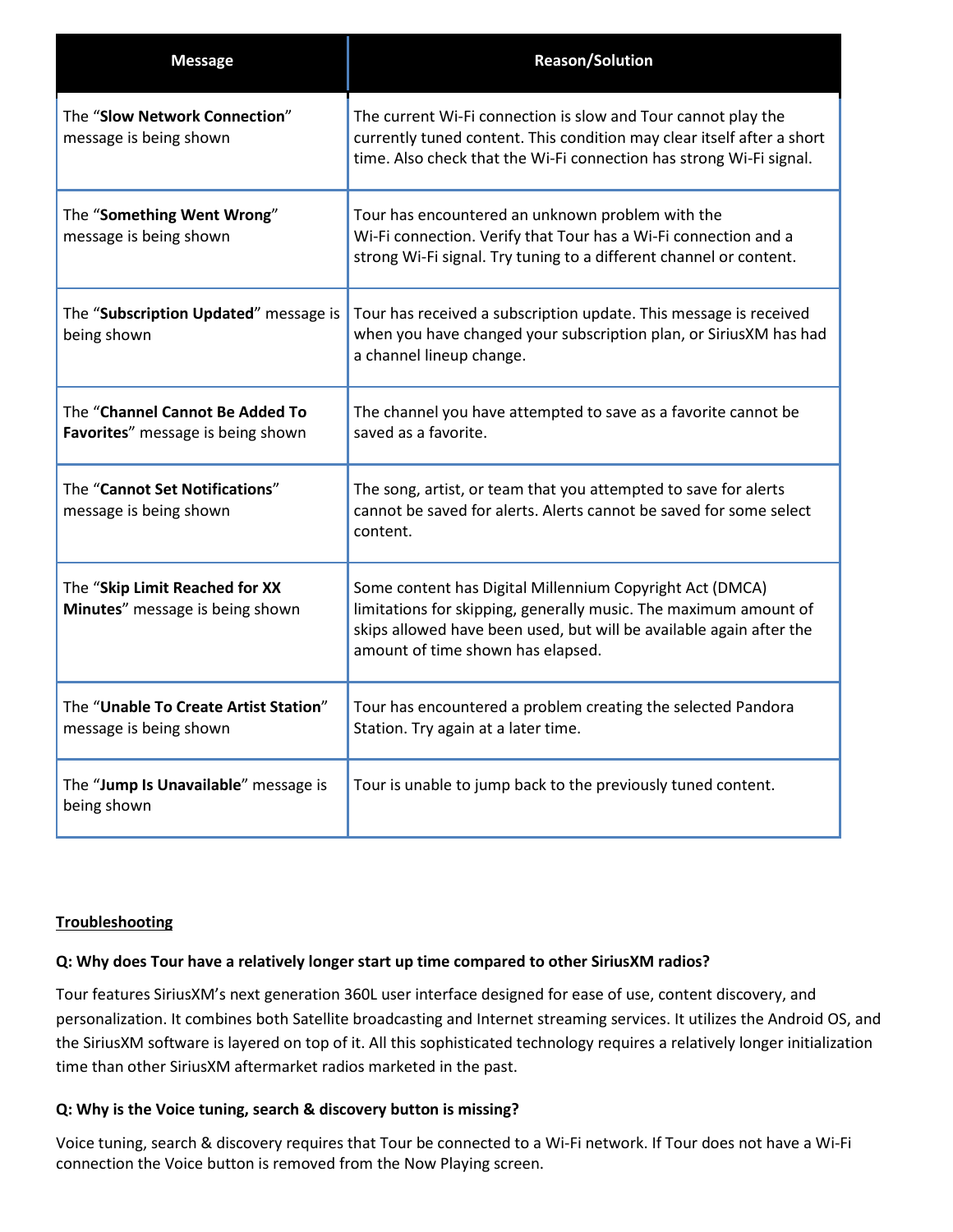| Message | Reason/Solution |
| --- | --- |
| The "**Slow Network Connection**" message is being shown | The current Wi-Fi connection is slow and Tour cannot play the currently tuned content. This condition may clear itself after a short time. Also check that the Wi-Fi connection has strong Wi-Fi signal. |
| The "**Something Went Wrong**" message is being shown | Tour has encountered an unknown problem with the Wi-Fi connection. Verify that Tour has a Wi-Fi connection and a strong Wi-Fi signal. Try tuning to a different channel or content. |
| The "**Subscription Updated**" message is being shown | Tour has received a subscription update. This message is received when you have changed your subscription plan, or SiriusXM has had a channel lineup change. |
| The "**Channel Cannot Be Added To Favorites**" message is being shown | The channel you have attempted to save as a favorite cannot be saved as a favorite. |
| The "**Cannot Set Notifications**" message is being shown | The song, artist, or team that you attempted to save for alerts cannot be saved for alerts. Alerts cannot be saved for some select content. |
| The "**Skip Limit Reached for XX Minutes**" message is being shown | Some content has Digital Millennium Copyright Act (DMCA) limitations for skipping, generally music. The maximum amount of skips allowed have been used, but will be available again after the amount of time shown has elapsed. |
| The "**Unable To Create Artist Station**" message is being shown | Tour has encountered a problem creating the selected Pandora Station. Try again at a later time. |
| The "**Jump Is Unavailable**" message is being shown | Tour is unable to jump back to the previously tuned content. |

## Troubleshooting

**Q: Why does Tour have a relatively longer start up time compared to other SiriusXM radios?**

Tour features SiriusXM's next generation 360L user interface designed for ease of use, content discovery, and personalization. It combines both Satellite broadcasting and Internet streaming services. It utilizes the Android OS, and the SiriusXM software is layered on top of it. All this sophisticated technology requires a relatively longer initialization time than other SiriusXM aftermarket radios marketed in the past.

**Q: Why is the Voice tuning, search & discovery button is missing?**

Voice tuning, search & discovery requires that Tour be connected to a Wi-Fi network. If Tour does not have a Wi-Fi connection the Voice button is removed from the Now Playing screen.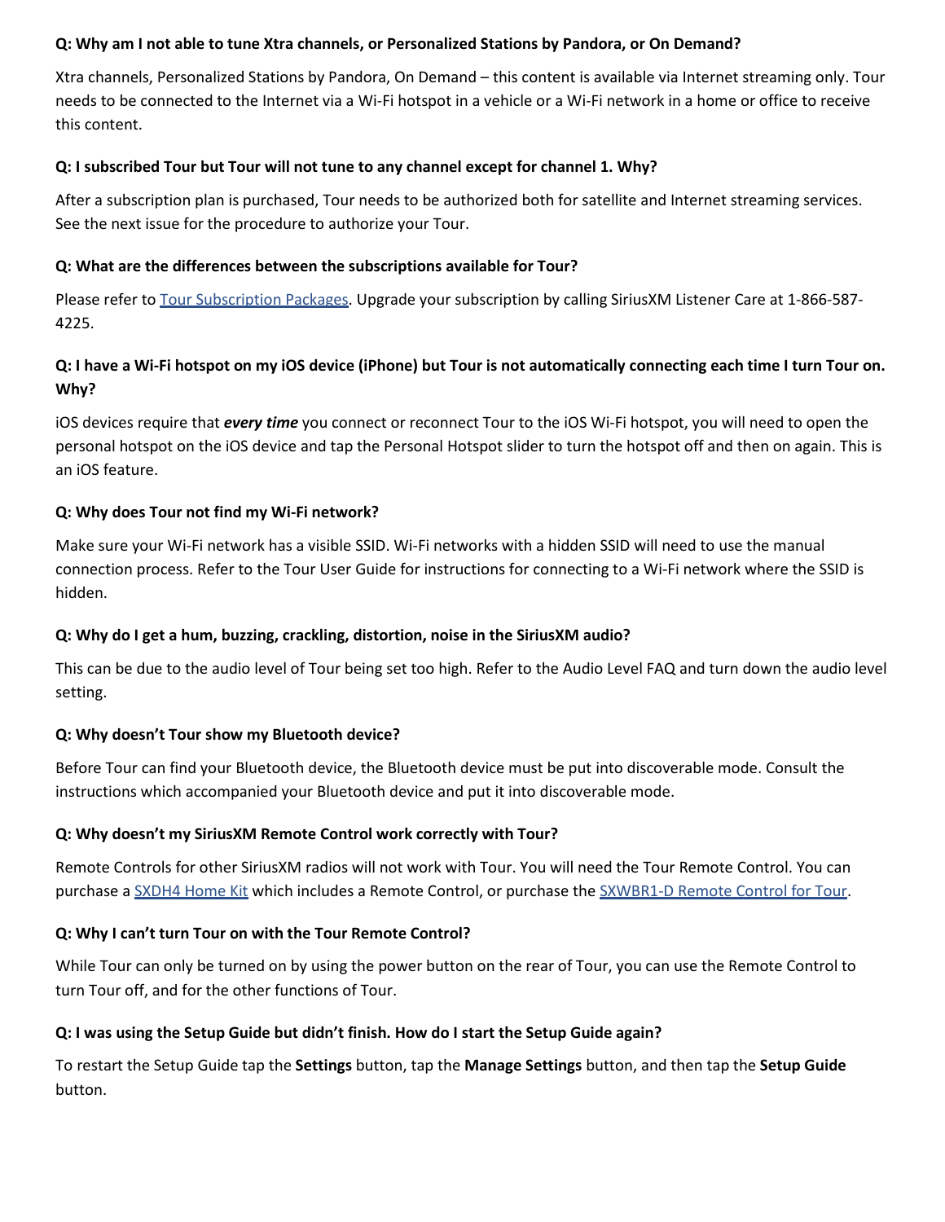**Q: Why am I not able to tune Xtra channels, or Personalized Stations by Pandora, or On Demand?**

Xtra channels, Personalized Stations by Pandora, On Demand – this content is available via Internet streaming only. Tour needs to be connected to the Internet via a Wi-Fi hotspot in a vehicle or a Wi-Fi network in a home or office to receive this content.

**Q: I subscribed Tour but Tour will not tune to any channel except for channel 1. Why?**

After a subscription plan is purchased, Tour needs to be authorized both for satellite and Internet streaming services. See the next issue for the procedure to authorize your Tour.

**Q: What are the differences between the subscriptions available for Tour?**

Please refer to Tour Subscription Packages. Upgrade your subscription by calling SiriusXM Listener Care at 1-866-587-4225.

**Q: I have a Wi-Fi hotspot on my iOS device (iPhone) but Tour is not automatically connecting each time I turn Tour on. Why?**

iOS devices require that ***every time*** you connect or reconnect Tour to the iOS Wi-Fi hotspot, you will need to open the personal hotspot on the iOS device and tap the Personal Hotspot slider to turn the hotspot off and then on again. This is an iOS feature.

**Q: Why does Tour not find my Wi-Fi network?**

Make sure your Wi-Fi network has a visible SSID. Wi-Fi networks with a hidden SSID will need to use the manual connection process. Refer to the Tour User Guide for instructions for connecting to a Wi-Fi network where the SSID is hidden.

**Q: Why do I get a hum, buzzing, crackling, distortion, noise in the SiriusXM audio?**

This can be due to the audio level of Tour being set too high. Refer to the Audio Level FAQ and turn down the audio level setting.

**Q: Why doesn't Tour show my Bluetooth device?**

Before Tour can find your Bluetooth device, the Bluetooth device must be put into discoverable mode. Consult the instructions which accompanied your Bluetooth device and put it into discoverable mode.

**Q: Why doesn't my SiriusXM Remote Control work correctly with Tour?**

Remote Controls for other SiriusXM radios will not work with Tour. You will need the Tour Remote Control. You can purchase a SXDH4 Home Kit which includes a Remote Control, or purchase the SXWBR1-D Remote Control for Tour.

**Q: Why I can't turn Tour on with the Tour Remote Control?**

While Tour can only be turned on by using the power button on the rear of Tour, you can use the Remote Control to turn Tour off, and for the other functions of Tour.

**Q: I was using the Setup Guide but didn't finish. How do I start the Setup Guide again?**

To restart the Setup Guide tap the **Settings** button, tap the **Manage Settings** button, and then tap the **Setup Guide** button.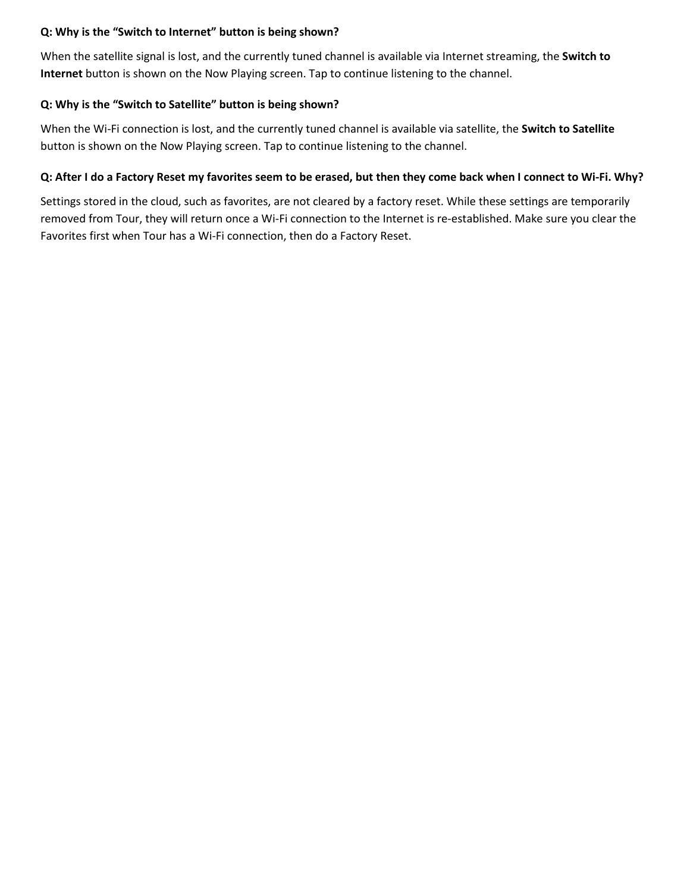**Q: Why is the "Switch to Internet" button is being shown?**

When the satellite signal is lost, and the currently tuned channel is available via Internet streaming, the **Switch to Internet** button is shown on the Now Playing screen. Tap to continue listening to the channel.

**Q: Why is the "Switch to Satellite" button is being shown?**

When the Wi-Fi connection is lost, and the currently tuned channel is available via satellite, the **Switch to Satellite** button is shown on the Now Playing screen. Tap to continue listening to the channel.

**Q: After I do a Factory Reset my favorites seem to be erased, but then they come back when I connect to Wi-Fi. Why?**

Settings stored in the cloud, such as favorites, are not cleared by a factory reset. While these settings are temporarily removed from Tour, they will return once a Wi-Fi connection to the Internet is re-established. Make sure you clear the Favorites first when Tour has a Wi-Fi connection, then do a Factory Reset.